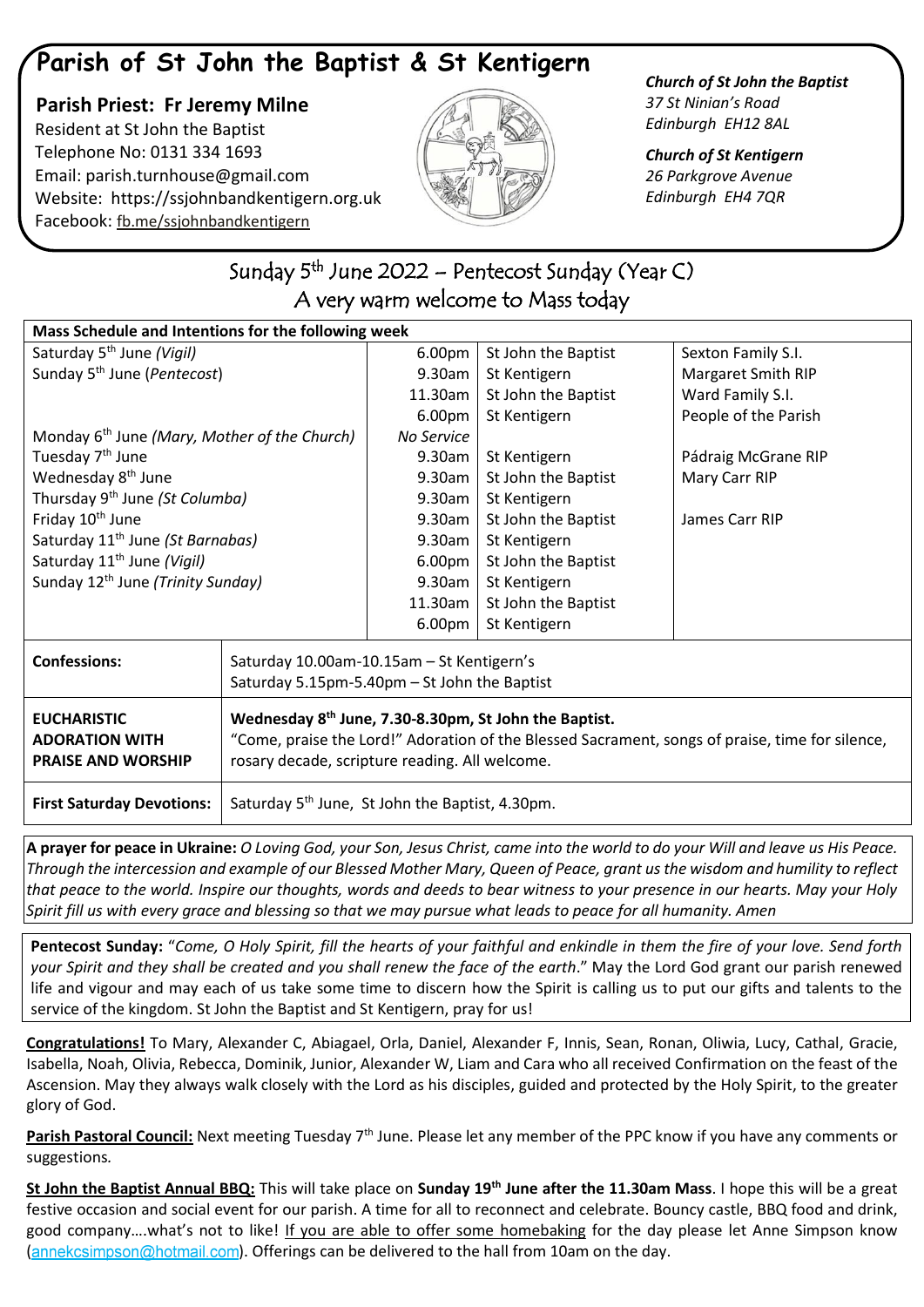# Parish of St John the Baptist & St Kentigern

**Parish Priest: Fr Jeremy Milne**
Resident at St John the Baptist
Telephone No: 0131 334 1693
Email: parish.turnhouse@gmail.com
Website: https://ssjohnbandkentigern.org.uk
Facebook: fb.me/ssjohnbandkentigern

***Church of St John the Baptist***
*37 St Ninian's Road*
*Edinburgh EH12 8AL*

***Church of St Kentigern***
*26 Parkgrove Avenue*
*Edinburgh EH4 7QR*

## Sunday 5th June 2022 – Pentecost Sunday (Year C)
## A very warm welcome to Mass today

| **Mass Schedule and Intentions for the following week** | | | |
|---|---|---|---|
| Saturday 5th June *(Vigil)* | 6.00pm | St John the Baptist | Sexton Family S.I. |
| Sunday 5th June (*Pentecost*) | 9.30am | St Kentigern | Margaret Smith RIP |
| | 11.30am | St John the Baptist | Ward Family S.I. |
| | 6.00pm | St Kentigern | People of the Parish |
| Monday 6th June *(Mary, Mother of the Church)* | *No Service* | | |
| Tuesday 7th June | 9.30am | St Kentigern | Pádraig McGrane RIP |
| Wednesday 8th June | 9.30am | St John the Baptist | Mary Carr RIP |
| Thursday 9th June *(St Columba)* | 9.30am | St Kentigern | |
| Friday 10th June | 9.30am | St John the Baptist | James Carr RIP |
| Saturday 11th June *(St Barnabas)* | 9.30am | St Kentigern | |
| Saturday 11th June *(Vigil)* | 6.00pm | St John the Baptist | |
| Sunday 12th June *(Trinity Sunday)* | 9.30am | St Kentigern | |
| | 11.30am | St John the Baptist | |
| | 6.00pm | St Kentigern | |

| | |
|---|---|
| **Confessions:** | Saturday 10.00am-10.15am – St Kentigern's<br>Saturday 5.15pm-5.40pm – St John the Baptist |
| **EUCHARISTIC ADORATION WITH PRAISE AND WORSHIP** | **Wednesday 8th June, 7.30-8.30pm, St John the Baptist.**<br>"Come, praise the Lord!" Adoration of the Blessed Sacrament, songs of praise, time for silence, rosary decade, scripture reading. All welcome. |
| **First Saturday Devotions:** | Saturday 5th June, St John the Baptist, 4.30pm. |

**A prayer for peace in Ukraine:** *O Loving God, your Son, Jesus Christ, came into the world to do your Will and leave us His Peace. Through the intercession and example of our Blessed Mother Mary, Queen of Peace, grant us the wisdom and humility to reflect that peace to the world. Inspire our thoughts, words and deeds to bear witness to your presence in our hearts. May your Holy Spirit fill us with every grace and blessing so that we may pursue what leads to peace for all humanity. Amen*

**Pentecost Sunday:** "*Come, O Holy Spirit, fill the hearts of your faithful and enkindle in them the fire of your love. Send forth your Spirit and they shall be created and you shall renew the face of the earth*." May the Lord God grant our parish renewed life and vigour and may each of us take some time to discern how the Spirit is calling us to put our gifts and talents to the service of the kingdom. St John the Baptist and St Kentigern, pray for us!

**Congratulations!** To Mary, Alexander C, Abiagael, Orla, Daniel, Alexander F, Innis, Sean, Ronan, Oliwia, Lucy, Cathal, Gracie, Isabella, Noah, Olivia, Rebecca, Dominik, Junior, Alexander W, Liam and Cara who all received Confirmation on the feast of the Ascension. May they always walk closely with the Lord as his disciples, guided and protected by the Holy Spirit, to the greater glory of God.

**Parish Pastoral Council:** Next meeting Tuesday 7th June. Please let any member of the PPC know if you have any comments or suggestions.

**St John the Baptist Annual BBQ:** This will take place on **Sunday 19th June after the 11.30am Mass**. I hope this will be a great festive occasion and social event for our parish. A time for all to reconnect and celebrate. Bouncy castle, BBQ food and drink, good company….what's not to like! If you are able to offer some homebaking for the day please let Anne Simpson know (annekcsimpson@hotmail.com). Offerings can be delivered to the hall from 10am on the day.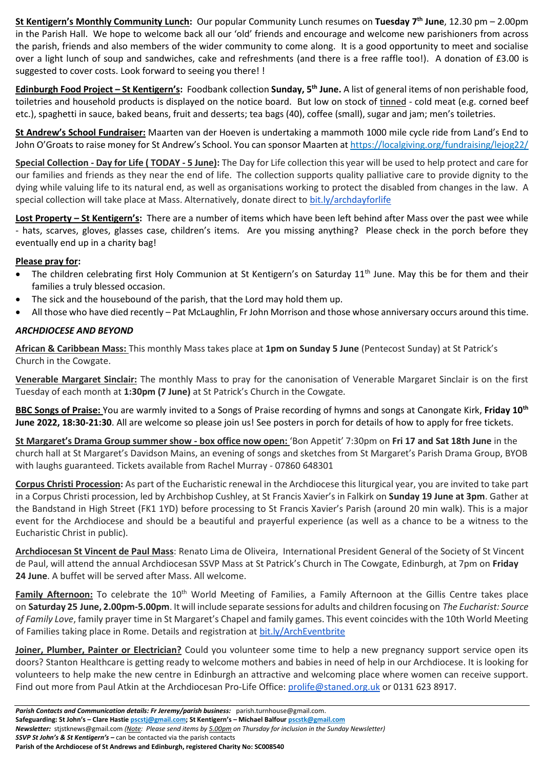**St Kentigern's Monthly Community Lunch:** Our popular Community Lunch resumes on **Tuesday 7th June**, 12.30 pm – 2.00pm in the Parish Hall. We hope to welcome back all our 'old' friends and encourage and welcome new parishioners from across the parish, friends and also members of the wider community to come along. It is a good opportunity to meet and socialise over a light lunch of soup and sandwiches, cake and refreshments (and there is a free raffle too!). A donation of £3.00 is suggested to cover costs. Look forward to seeing you there! !

**Edinburgh Food Project – St Kentigern's:** Foodbank collection **Sunday, 5th June.** A list of general items of non perishable food, toiletries and household products is displayed on the notice board. But low on stock of tinned - cold meat (e.g. corned beef etc.), spaghetti in sauce, baked beans, fruit and desserts; tea bags (40), coffee (small), sugar and jam; men's toiletries.

**St Andrew's School Fundraiser:** Maarten van der Hoeven is undertaking a mammoth 1000 mile cycle ride from Land's End to John O'Groats to raise money for St Andrew's School. You can sponsor Maarten at https://localgiving.org/fundraising/lejog22/

**Special Collection - Day for Life ( TODAY - 5 June):** The Day for Life collection this year will be used to help protect and care for our families and friends as they near the end of life. The collection supports quality palliative care to provide dignity to the dying while valuing life to its natural end, as well as organisations working to protect the disabled from changes in the law. A special collection will take place at Mass. Alternatively, donate direct to bit.ly/archdayforlife

**Lost Property – St Kentigern's:** There are a number of items which have been left behind after Mass over the past wee while - hats, scarves, gloves, glasses case, children's items. Are you missing anything? Please check in the porch before they eventually end up in a charity bag!

**Please pray for:**

- The children celebrating first Holy Communion at St Kentigern's on Saturday 11th June. May this be for them and their families a truly blessed occasion.
- The sick and the housebound of the parish, that the Lord may hold them up.
- All those who have died recently – Pat McLaughlin, Fr John Morrison and those whose anniversary occurs around this time.

***ARCHDIOCESE AND BEYOND***

**African & Caribbean Mass:** This monthly Mass takes place at **1pm on Sunday 5 June** (Pentecost Sunday) at St Patrick's Church in the Cowgate.

**Venerable Margaret Sinclair:** The monthly Mass to pray for the canonisation of Venerable Margaret Sinclair is on the first Tuesday of each month at **1:30pm (7 June)** at St Patrick's Church in the Cowgate.

**BBC Songs of Praise:** You are warmly invited to a Songs of Praise recording of hymns and songs at Canongate Kirk, **Friday 10th June 2022, 18:30-21:30**. All are welcome so please join us! See posters in porch for details of how to apply for free tickets.

**St Margaret's Drama Group summer show - box office now open:** 'Bon Appetit' 7:30pm on **Fri 17 and Sat 18th June** in the church hall at St Margaret's Davidson Mains, an evening of songs and sketches from St Margaret's Parish Drama Group, BYOB with laughs guaranteed. Tickets available from Rachel Murray - 07860 648301

**Corpus Christi Procession:** As part of the Eucharistic renewal in the Archdiocese this liturgical year, you are invited to take part in a Corpus Christi procession, led by Archbishop Cushley, at St Francis Xavier's in Falkirk on **Sunday 19 June at 3pm**. Gather at the Bandstand in High Street (FK1 1YD) before processing to St Francis Xavier's Parish (around 20 min walk). This is a major event for the Archdiocese and should be a beautiful and prayerful experience (as well as a chance to be a witness to the Eucharistic Christ in public).

**Archdiocesan St Vincent de Paul Mass**: Renato Lima de Oliveira, International President General of the Society of St Vincent de Paul, will attend the annual Archdiocesan SSVP Mass at St Patrick's Church in The Cowgate, Edinburgh, at 7pm on **Friday 24 June**. A buffet will be served after Mass. All welcome.

**Family Afternoon:** To celebrate the 10th World Meeting of Families, a Family Afternoon at the Gillis Centre takes place on **Saturday 25 June, 2.00pm-5.00pm**. It will include separate sessions for adults and children focusing on *The Eucharist: Source of Family Love*, family prayer time in St Margaret's Chapel and family games. This event coincides with the 10th World Meeting of Families taking place in Rome. Details and registration at bit.ly/ArchEventbrite

**Joiner, Plumber, Painter or Electrician?** Could you volunteer some time to help a new pregnancy support service open its doors? Stanton Healthcare is getting ready to welcome mothers and babies in need of help in our Archdiocese. It is looking for volunteers to help make the new centre in Edinburgh an attractive and welcoming place where women can receive support. Find out more from Paul Atkin at the Archdiocesan Pro-Life Office: prolife@staned.org.uk or 0131 623 8917.

***Parish Contacts and Communication details: Fr Jeremy/parish business:*** parish.turnhouse@gmail.com.
**Safeguarding: St John's – Clare Hastie pscstj@gmail.com; St Kentigern's – Michael Balfour pscstk@gmail.com**
***Newsletter:*** stjstknews@gmail.com *(Note: Please send items by 5.00pm on Thursday for inclusion in the Sunday Newsletter)*
***SSVP St John's & St Kentigern's –*** can be contacted via the parish contacts
**Parish of the Archdiocese of St Andrews and Edinburgh, registered Charity No: SC008540**